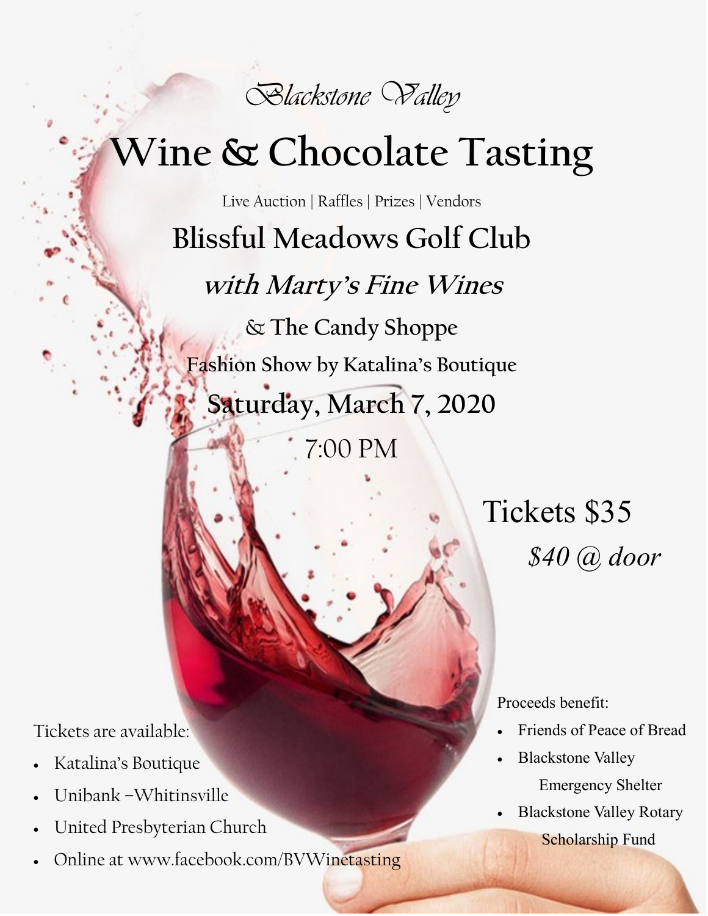*Blackstone Valley*

# Wine & Chocolate Tasting

Live Auction | Raffles | Prizes | Vendors

## Blissful Meadows Golf Club

***with Marty's Fine Wines***

& The Candy Shoppe

Fashion Show by Katalina's Boutique

**Saturday, March 7, 2020**

7:00 PM

Tickets $35

*$40 @ door*

Tickets are available:

- Katalina's Boutique
- Unibank –Whitinsville
- United Presbyterian Church
- Online at www.facebook.com/BVWinetasting

Proceeds benefit:

- Friends of Peace of Bread
- Blackstone Valley Emergency Shelter
- Blackstone Valley Rotary Scholarship Fund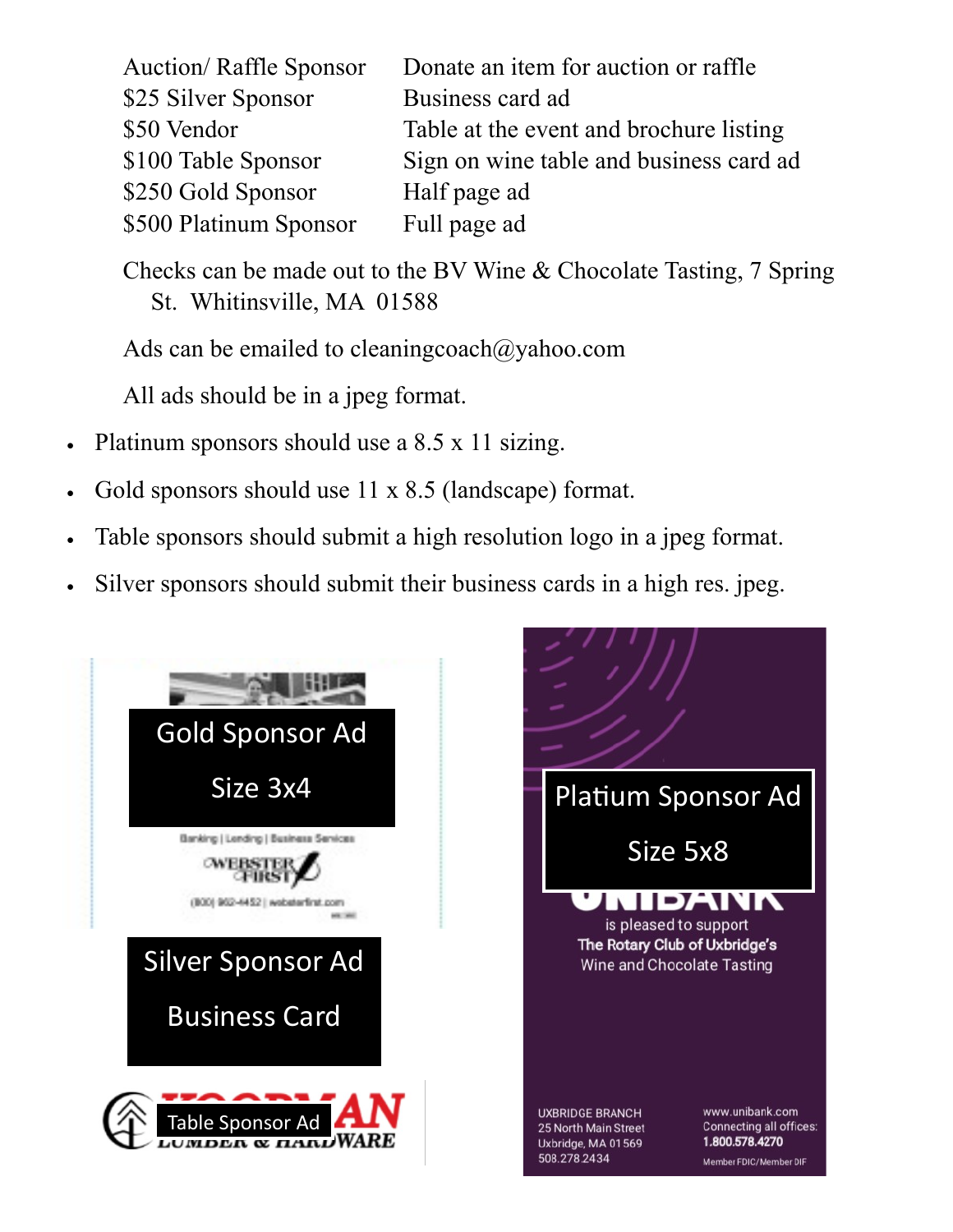| | |
|---|---|
| Auction/ Raffle Sponsor | Donate an item for auction or raffle |
| $25 Silver Sponsor | Business card ad |
| $50 Vendor | Table at the event and brochure listing |
| $100 Table Sponsor | Sign on wine table and business card ad |
| $250 Gold Sponsor | Half page ad |
| $500 Platinum Sponsor | Full page ad |

Checks can be made out to the BV Wine & Chocolate Tasting, 7 Spring St. Whitinsville, MA 01588

Ads can be emailed to cleaningcoach@yahoo.com

All ads should be in a jpeg format.

- Platinum sponsors should use a 8.5 x 11 sizing.
- Gold sponsors should use 11 x 8.5 (landscape) format.
- Table sponsors should submit a high resolution logo in a jpeg format.
- Silver sponsors should submit their business cards in a high res. jpeg.

Gold Sponsor Ad

Size 3x4

Banking | Lending | Business Services

WEBSTER FIRST

(800) 962-4452 | websterfirst.com

Silver Sponsor Ad

Business Card

Table Sponsor Ad

KOOPMAN LUMBER & HARDWARE

Platium Sponsor Ad

Size 5x8

UNIBANK

is pleased to support

The Rotary Club of Uxbridge's

Wine and Chocolate Tasting

UXBRIDGE BRANCH
25 North Main Street
Uxbridge, MA 01569
508.278.2434

www.unibank.com
Connecting all offices:
1.800.578.4270

Member FDIC/Member DIF